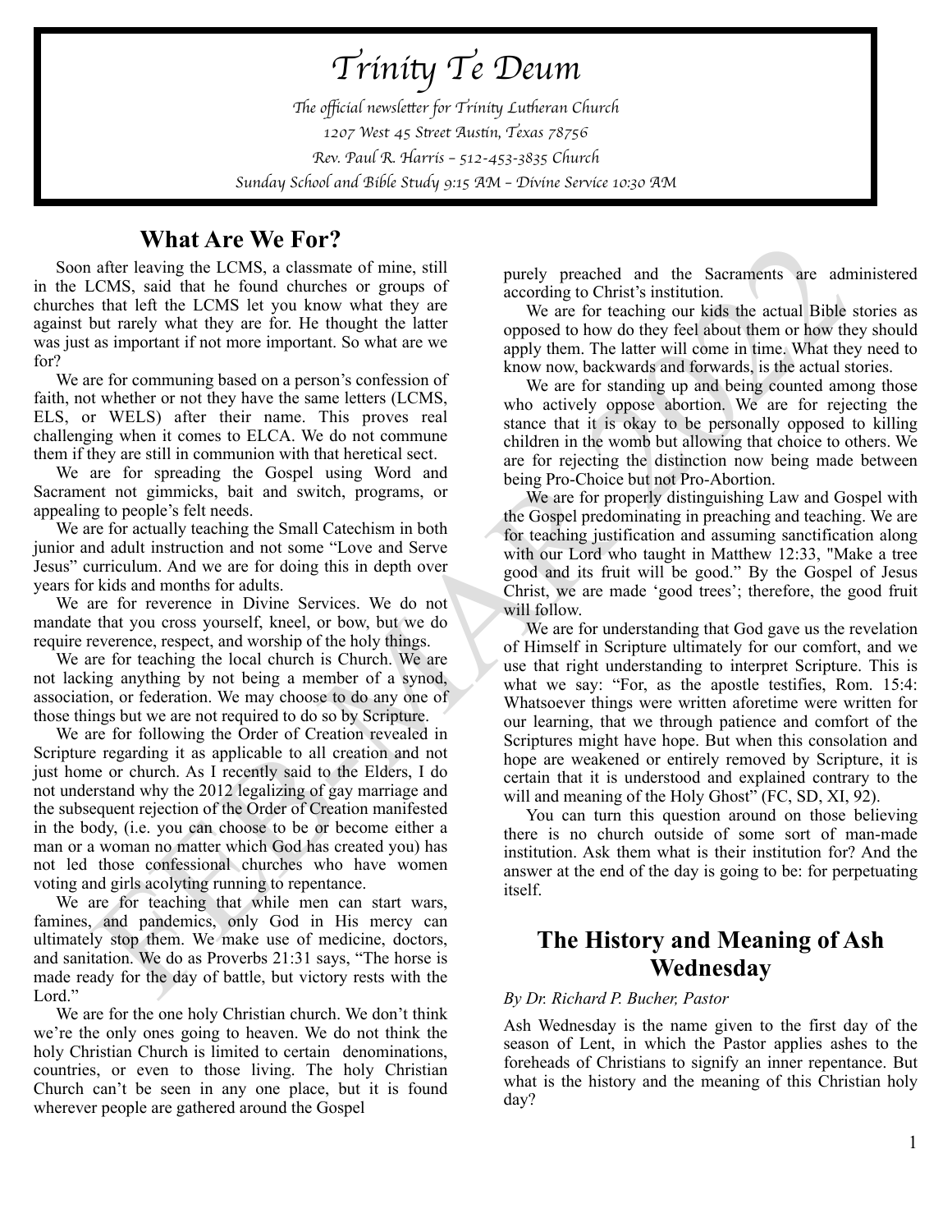# Trinity Te Deum

*The official newsletter for Trinity Lutheran Church*
*1207 West 45 Street Austin, Texas 78756*
*Rev. Paul R. Harris – 512-453-3835 Church*
*Sunday School and Bible Study 9:15 AM – Divine Service 10:30 AM*

## What Are We For?

Soon after leaving the LCMS, a classmate of mine, still in the LCMS, said that he found churches or groups of churches that left the LCMS let you know what they are against but rarely what they are for. He thought the latter was just as important if not more important. So what are we for?

We are for communing based on a person's confession of faith, not whether or not they have the same letters (LCMS, ELS, or WELS) after their name. This proves real challenging when it comes to ELCA. We do not commune them if they are still in communion with that heretical sect.

We are for spreading the Gospel using Word and Sacrament not gimmicks, bait and switch, programs, or appealing to people's felt needs.

We are for actually teaching the Small Catechism in both junior and adult instruction and not some "Love and Serve Jesus" curriculum. And we are for doing this in depth over years for kids and months for adults.

We are for reverence in Divine Services. We do not mandate that you cross yourself, kneel, or bow, but we do require reverence, respect, and worship of the holy things.

We are for teaching the local church is Church. We are not lacking anything by not being a member of a synod, association, or federation. We may choose to do any one of those things but we are not required to do so by Scripture.

We are for following the Order of Creation revealed in Scripture regarding it as applicable to all creation and not just home or church. As I recently said to the Elders, I do not understand why the 2012 legalizing of gay marriage and the subsequent rejection of the Order of Creation manifested in the body, (i.e. you can choose to be or become either a man or a woman no matter which God has created you) has not led those confessional churches who have women voting and girls acolyting running to repentance.

We are for teaching that while men can start wars, famines, and pandemics, only God in His mercy can ultimately stop them. We make use of medicine, doctors, and sanitation. We do as Proverbs 21:31 says, "The horse is made ready for the day of battle, but victory rests with the Lord."

We are for the one holy Christian church. We don't think we're the only ones going to heaven. We do not think the holy Christian Church is limited to certain denominations, countries, or even to those living. The holy Christian Church can't be seen in any one place, but it is found wherever people are gathered around the Gospel purely preached and the Sacraments are administered according to Christ's institution.

We are for teaching our kids the actual Bible stories as opposed to how do they feel about them or how they should apply them. The latter will come in time. What they need to know now, backwards and forwards, is the actual stories.

We are for standing up and being counted among those who actively oppose abortion. We are for rejecting the stance that it is okay to be personally opposed to killing children in the womb but allowing that choice to others. We are for rejecting the distinction now being made between being Pro-Choice but not Pro-Abortion.

We are for properly distinguishing Law and Gospel with the Gospel predominating in preaching and teaching. We are for teaching justification and assuming sanctification along with our Lord who taught in Matthew 12:33, "Make a tree good and its fruit will be good." By the Gospel of Jesus Christ, we are made 'good trees'; therefore, the good fruit will follow.

We are for understanding that God gave us the revelation of Himself in Scripture ultimately for our comfort, and we use that right understanding to interpret Scripture. This is what we say: "For, as the apostle testifies, Rom. 15:4: Whatsoever things were written aforetime were written for our learning, that we through patience and comfort of the Scriptures might have hope. But when this consolation and hope are weakened or entirely removed by Scripture, it is certain that it is understood and explained contrary to the will and meaning of the Holy Ghost" (FC, SD, XI, 92).

You can turn this question around on those believing there is no church outside of some sort of man-made institution. Ask them what is their institution for? And the answer at the end of the day is going to be: for perpetuating itself.

## The History and Meaning of Ash Wednesday

*By Dr. Richard P. Bucher, Pastor*

Ash Wednesday is the name given to the first day of the season of Lent, in which the Pastor applies ashes to the foreheads of Christians to signify an inner repentance. But what is the history and the meaning of this Christian holy day?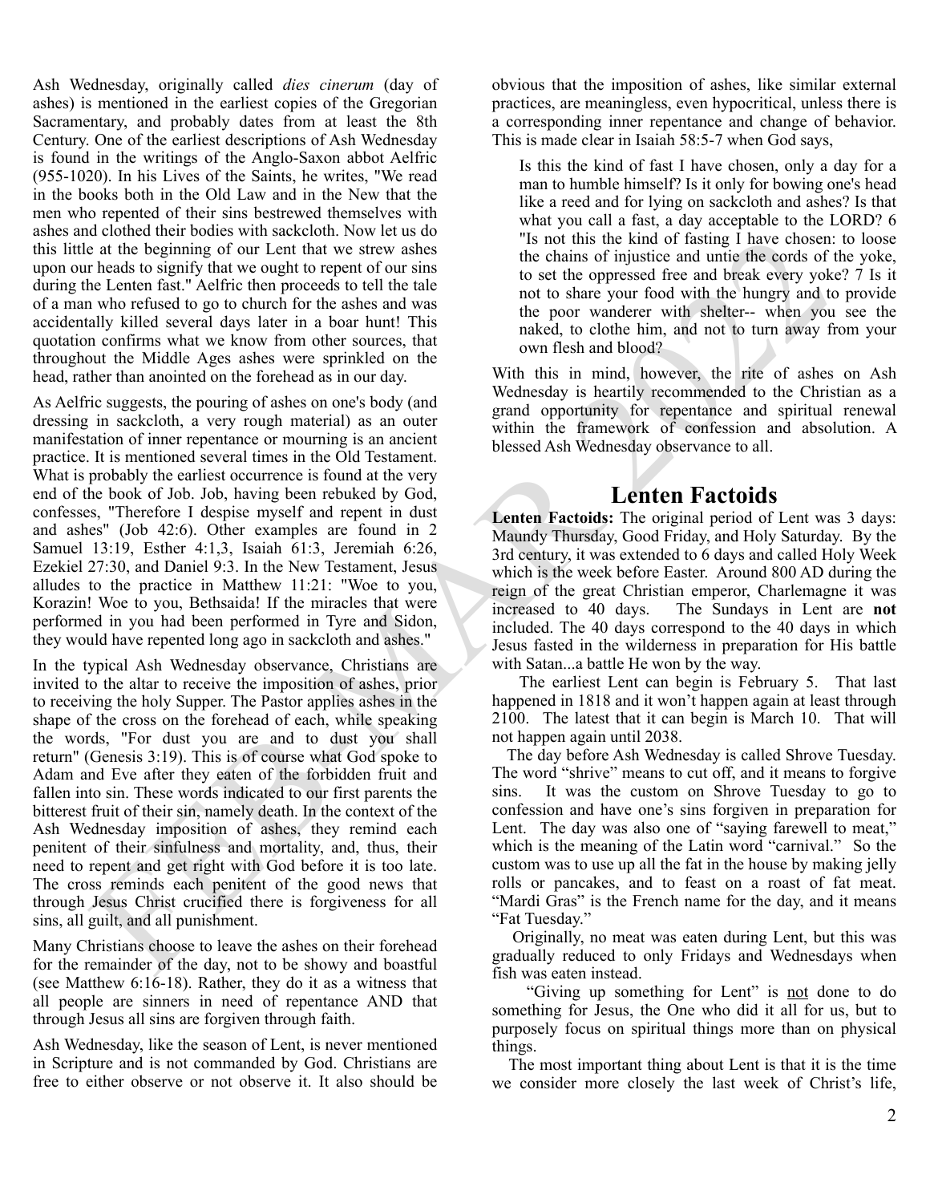Ash Wednesday, originally called *dies cinerum* (day of ashes) is mentioned in the earliest copies of the Gregorian Sacramentary, and probably dates from at least the 8th Century. One of the earliest descriptions of Ash Wednesday is found in the writings of the Anglo-Saxon abbot Aelfric (955-1020). In his Lives of the Saints, he writes, "We read in the books both in the Old Law and in the New that the men who repented of their sins bestrewed themselves with ashes and clothed their bodies with sackcloth. Now let us do this little at the beginning of our Lent that we strew ashes upon our heads to signify that we ought to repent of our sins during the Lenten fast." Aelfric then proceeds to tell the tale of a man who refused to go to church for the ashes and was accidentally killed several days later in a boar hunt! This quotation confirms what we know from other sources, that throughout the Middle Ages ashes were sprinkled on the head, rather than anointed on the forehead as in our day.

As Aelfric suggests, the pouring of ashes on one's body (and dressing in sackcloth, a very rough material) as an outer manifestation of inner repentance or mourning is an ancient practice. It is mentioned several times in the Old Testament. What is probably the earliest occurrence is found at the very end of the book of Job. Job, having been rebuked by God, confesses, "Therefore I despise myself and repent in dust and ashes" (Job 42:6). Other examples are found in 2 Samuel 13:19, Esther 4:1,3, Isaiah 61:3, Jeremiah 6:26, Ezekiel 27:30, and Daniel 9:3. In the New Testament, Jesus alludes to the practice in Matthew 11:21: "Woe to you, Korazin! Woe to you, Bethsaida! If the miracles that were performed in you had been performed in Tyre and Sidon, they would have repented long ago in sackcloth and ashes."

In the typical Ash Wednesday observance, Christians are invited to the altar to receive the imposition of ashes, prior to receiving the holy Supper. The Pastor applies ashes in the shape of the cross on the forehead of each, while speaking the words, "For dust you are and to dust you shall return" (Genesis 3:19). This is of course what God spoke to Adam and Eve after they eaten of the forbidden fruit and fallen into sin. These words indicated to our first parents the bitterest fruit of their sin, namely death. In the context of the Ash Wednesday imposition of ashes, they remind each penitent of their sinfulness and mortality, and, thus, their need to repent and get right with God before it is too late. The cross reminds each penitent of the good news that through Jesus Christ crucified there is forgiveness for all sins, all guilt, and all punishment.

Many Christians choose to leave the ashes on their forehead for the remainder of the day, not to be showy and boastful (see Matthew 6:16-18). Rather, they do it as a witness that all people are sinners in need of repentance AND that through Jesus all sins are forgiven through faith.

Ash Wednesday, like the season of Lent, is never mentioned in Scripture and is not commanded by God. Christians are free to either observe or not observe it. It also should be obvious that the imposition of ashes, like similar external practices, are meaningless, even hypocritical, unless there is a corresponding inner repentance and change of behavior. This is made clear in Isaiah 58:5-7 when God says,

> Is this the kind of fast I have chosen, only a day for a man to humble himself? Is it only for bowing one's head like a reed and for lying on sackcloth and ashes? Is that what you call a fast, a day acceptable to the LORD? 6 "Is not this the kind of fasting I have chosen: to loose the chains of injustice and untie the cords of the yoke, to set the oppressed free and break every yoke? 7 Is it not to share your food with the hungry and to provide the poor wanderer with shelter-- when you see the naked, to clothe him, and not to turn away from your own flesh and blood?

With this in mind, however, the rite of ashes on Ash Wednesday is heartily recommended to the Christian as a grand opportunity for repentance and spiritual renewal within the framework of confession and absolution. A blessed Ash Wednesday observance to all.

## Lenten Factoids

**Lenten Factoids:** The original period of Lent was 3 days: Maundy Thursday, Good Friday, and Holy Saturday. By the 3rd century, it was extended to 6 days and called Holy Week which is the week before Easter. Around 800 AD during the reign of the great Christian emperor, Charlemagne it was increased to 40 days. The Sundays in Lent are **not** included. The 40 days correspond to the 40 days in which Jesus fasted in the wilderness in preparation for His battle with Satan...a battle He won by the way.

The earliest Lent can begin is February 5. That last happened in 1818 and it won't happen again at least through 2100. The latest that it can begin is March 10. That will not happen again until 2038.

The day before Ash Wednesday is called Shrove Tuesday. The word "shrive" means to cut off, and it means to forgive sins. It was the custom on Shrove Tuesday to go to confession and have one's sins forgiven in preparation for Lent. The day was also one of "saying farewell to meat," which is the meaning of the Latin word "carnival." So the custom was to use up all the fat in the house by making jelly rolls or pancakes, and to feast on a roast of fat meat. "Mardi Gras" is the French name for the day, and it means "Fat Tuesday."

Originally, no meat was eaten during Lent, but this was gradually reduced to only Fridays and Wednesdays when fish was eaten instead.

"Giving up something for Lent" is <u>not</u> done to do something for Jesus, the One who did it all for us, but to purposely focus on spiritual things more than on physical things.

The most important thing about Lent is that it is the time we consider more closely the last week of Christ's life,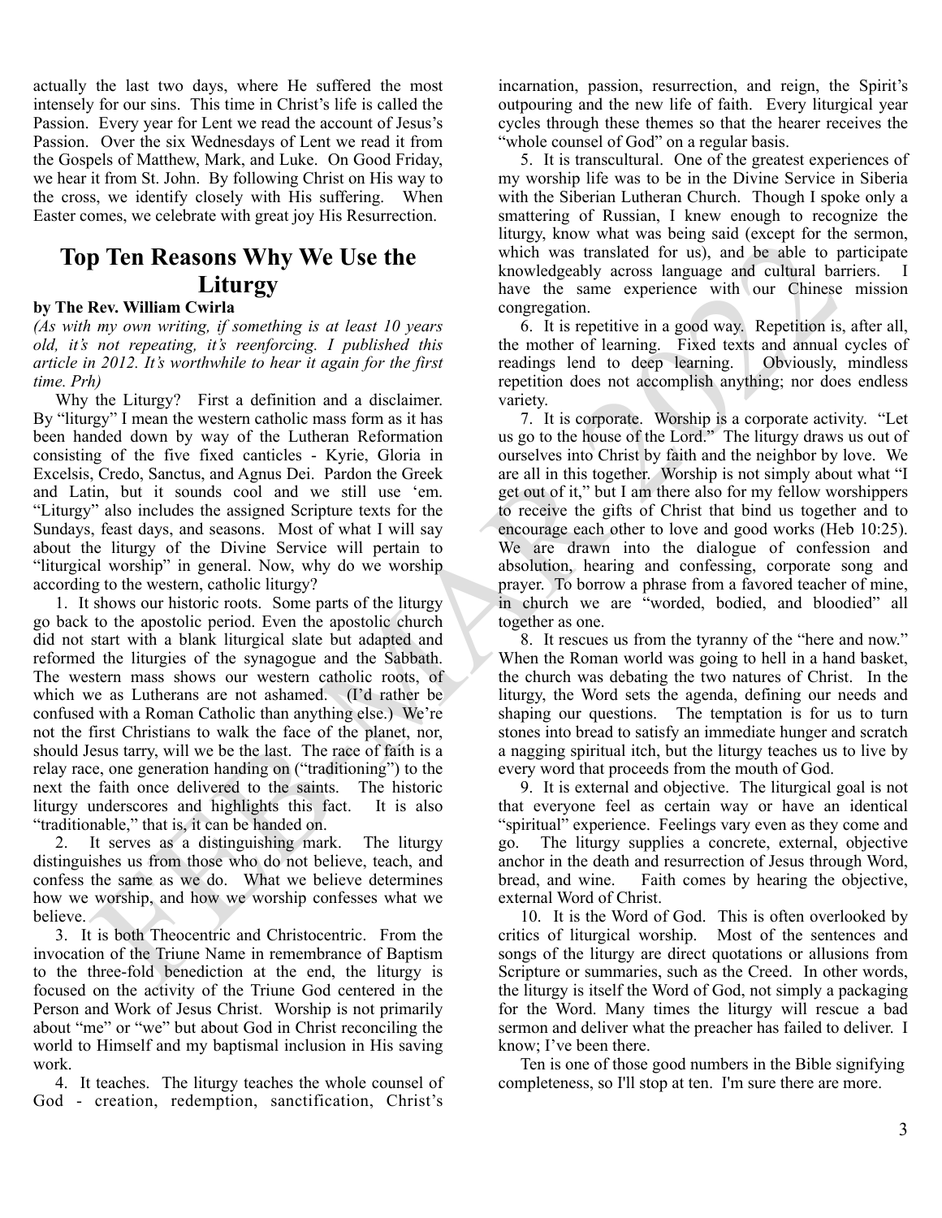actually the last two days, where He suffered the most intensely for our sins. This time in Christ's life is called the Passion. Every year for Lent we read the account of Jesus's Passion. Over the six Wednesdays of Lent we read it from the Gospels of Matthew, Mark, and Luke. On Good Friday, we hear it from St. John. By following Christ on His way to the cross, we identify closely with His suffering. When Easter comes, we celebrate with great joy His Resurrection.

# Top Ten Reasons Why We Use the Liturgy

**by The Rev. William Cwirla**

*(As with my own writing, if something is at least 10 years old, it's not repeating, it's reenforcing. I published this article in 2012. It's worthwhile to hear it again for the first time. Prh)*

Why the Liturgy? First a definition and a disclaimer. By "liturgy" I mean the western catholic mass form as it has been handed down by way of the Lutheran Reformation consisting of the five fixed canticles - Kyrie, Gloria in Excelsis, Credo, Sanctus, and Agnus Dei. Pardon the Greek and Latin, but it sounds cool and we still use 'em. "Liturgy" also includes the assigned Scripture texts for the Sundays, feast days, and seasons. Most of what I will say about the liturgy of the Divine Service will pertain to "liturgical worship" in general. Now, why do we worship according to the western, catholic liturgy?

1. It shows our historic roots. Some parts of the liturgy go back to the apostolic period. Even the apostolic church did not start with a blank liturgical slate but adapted and reformed the liturgies of the synagogue and the Sabbath. The western mass shows our western catholic roots, of which we as Lutherans are not ashamed. (I'd rather be confused with a Roman Catholic than anything else.) We're not the first Christians to walk the face of the planet, nor, should Jesus tarry, will we be the last. The race of faith is a relay race, one generation handing on ("traditioning") to the next the faith once delivered to the saints. The historic liturgy underscores and highlights this fact. It is also "traditionable," that is, it can be handed on.

2. It serves as a distinguishing mark. The liturgy distinguishes us from those who do not believe, teach, and confess the same as we do. What we believe determines how we worship, and how we worship confesses what we believe.

3. It is both Theocentric and Christocentric. From the invocation of the Triune Name in remembrance of Baptism to the three-fold benediction at the end, the liturgy is focused on the activity of the Triune God centered in the Person and Work of Jesus Christ. Worship is not primarily about "me" or "we" but about God in Christ reconciling the world to Himself and my baptismal inclusion in His saving work.

4. It teaches. The liturgy teaches the whole counsel of God - creation, redemption, sanctification, Christ's incarnation, passion, resurrection, and reign, the Spirit's outpouring and the new life of faith. Every liturgical year cycles through these themes so that the hearer receives the "whole counsel of God" on a regular basis.

5. It is transcultural. One of the greatest experiences of my worship life was to be in the Divine Service in Siberia with the Siberian Lutheran Church. Though I spoke only a smattering of Russian, I knew enough to recognize the liturgy, know what was being said (except for the sermon, which was translated for us), and be able to participate knowledgeably across language and cultural barriers. I have the same experience with our Chinese mission congregation.

6. It is repetitive in a good way. Repetition is, after all, the mother of learning. Fixed texts and annual cycles of readings lend to deep learning. Obviously, mindless repetition does not accomplish anything; nor does endless variety.

7. It is corporate. Worship is a corporate activity. "Let us go to the house of the Lord." The liturgy draws us out of ourselves into Christ by faith and the neighbor by love. We are all in this together. Worship is not simply about what "I get out of it," but I am there also for my fellow worshippers to receive the gifts of Christ that bind us together and to encourage each other to love and good works (Heb 10:25). We are drawn into the dialogue of confession and absolution, hearing and confessing, corporate song and prayer. To borrow a phrase from a favored teacher of mine, in church we are "worded, bodied, and bloodied" all together as one.

8. It rescues us from the tyranny of the "here and now." When the Roman world was going to hell in a hand basket, the church was debating the two natures of Christ. In the liturgy, the Word sets the agenda, defining our needs and shaping our questions. The temptation is for us to turn stones into bread to satisfy an immediate hunger and scratch a nagging spiritual itch, but the liturgy teaches us to live by every word that proceeds from the mouth of God.

9. It is external and objective. The liturgical goal is not that everyone feel as certain way or have an identical "spiritual" experience. Feelings vary even as they come and go. The liturgy supplies a concrete, external, objective anchor in the death and resurrection of Jesus through Word, bread, and wine. Faith comes by hearing the objective, external Word of Christ.

10. It is the Word of God. This is often overlooked by critics of liturgical worship. Most of the sentences and songs of the liturgy are direct quotations or allusions from Scripture or summaries, such as the Creed. In other words, the liturgy is itself the Word of God, not simply a packaging for the Word. Many times the liturgy will rescue a bad sermon and deliver what the preacher has failed to deliver. I know; I've been there.

Ten is one of those good numbers in the Bible signifying completeness, so I'll stop at ten. I'm sure there are more.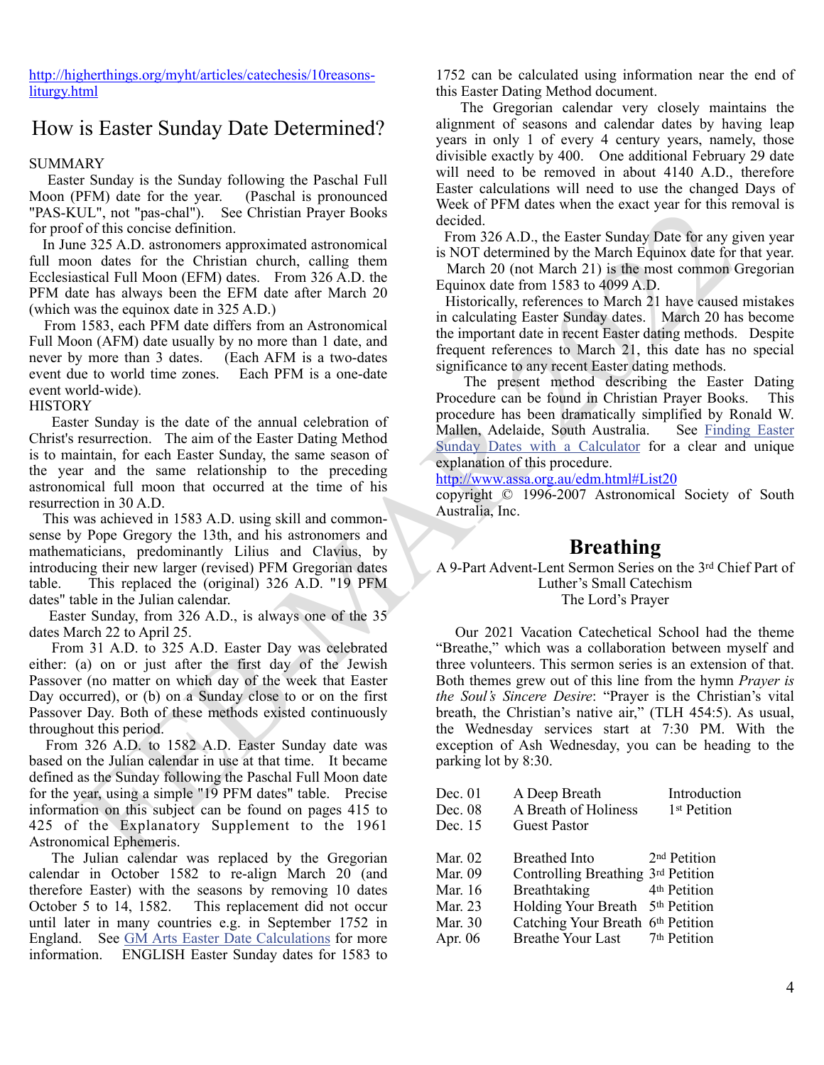http://higherthings.org/myht/articles/catechesis/10reasons-liturgy.html

# How is Easter Sunday Date Determined?

SUMMARY

Easter Sunday is the Sunday following the Paschal Full Moon (PFM) date for the year. (Paschal is pronounced "PAS-KUL", not "pas-chal"). See Christian Prayer Books for proof of this concise definition.

In June 325 A.D. astronomers approximated astronomical full moon dates for the Christian church, calling them Ecclesiastical Full Moon (EFM) dates. From 326 A.D. the PFM date has always been the EFM date after March 20 (which was the equinox date in 325 A.D.)

From 1583, each PFM date differs from an Astronomical Full Moon (AFM) date usually by no more than 1 date, and never by more than 3 dates. (Each AFM is a two-dates event due to world time zones. Each PFM is a one-date event world-wide).

HISTORY

Easter Sunday is the date of the annual celebration of Christ's resurrection. The aim of the Easter Dating Method is to maintain, for each Easter Sunday, the same season of the year and the same relationship to the preceding astronomical full moon that occurred at the time of his resurrection in 30 A.D.

This was achieved in 1583 A.D. using skill and common-sense by Pope Gregory the 13th, and his astronomers and mathematicians, predominantly Lilius and Clavius, by introducing their new larger (revised) PFM Gregorian dates table. This replaced the (original) 326 A.D. "19 PFM dates" table in the Julian calendar.

Easter Sunday, from 326 A.D., is always one of the 35 dates March 22 to April 25.

From 31 A.D. to 325 A.D. Easter Day was celebrated either: (a) on or just after the first day of the Jewish Passover (no matter on which day of the week that Easter Day occurred), or (b) on a Sunday close to or on the first Passover Day. Both of these methods existed continuously throughout this period.

From 326 A.D. to 1582 A.D. Easter Sunday date was based on the Julian calendar in use at that time. It became defined as the Sunday following the Paschal Full Moon date for the year, using a simple "19 PFM dates" table. Precise information on this subject can be found on pages 415 to 425 of the Explanatory Supplement to the 1961 Astronomical Ephemeris.

The Julian calendar was replaced by the Gregorian calendar in October 1582 to re-align March 20 (and therefore Easter) with the seasons by removing 10 dates October 5 to 14, 1582. This replacement did not occur until later in many countries e.g. in September 1752 in England. See GM Arts Easter Date Calculations for more information. ENGLISH Easter Sunday dates for 1583 to 1752 can be calculated using information near the end of this Easter Dating Method document.

The Gregorian calendar very closely maintains the alignment of seasons and calendar dates by having leap years in only 1 of every 4 century years, namely, those divisible exactly by 400. One additional February 29 date will need to be removed in about 4140 A.D., therefore Easter calculations will need to use the changed Days of Week of PFM dates when the exact year for this removal is decided.

From 326 A.D., the Easter Sunday Date for any given year is NOT determined by the March Equinox date for that year.

March 20 (not March 21) is the most common Gregorian Equinox date from 1583 to 4099 A.D.

Historically, references to March 21 have caused mistakes in calculating Easter Sunday dates. March 20 has become the important date in recent Easter dating methods. Despite frequent references to March 21, this date has no special significance to any recent Easter dating methods.

The present method describing the Easter Dating Procedure can be found in Christian Prayer Books. This procedure has been dramatically simplified by Ronald W. Mallen, Adelaide, South Australia. See Finding Easter Sunday Dates with a Calculator for a clear and unique explanation of this procedure.

http://www.assa.org.au/edm.html#List20

copyright © 1996-2007 Astronomical Society of South Australia, Inc.

## Breathing

A 9-Part Advent-Lent Sermon Series on the 3rd Chief Part of Luther's Small Catechism
The Lord's Prayer

Our 2021 Vacation Catechetical School had the theme "Breathe," which was a collaboration between myself and three volunteers. This sermon series is an extension of that. Both themes grew out of this line from the hymn *Prayer is the Soul's Sincere Desire*: "Prayer is the Christian's vital breath, the Christian's native air," (TLH 454:5). As usual, the Wednesday services start at 7:30 PM. With the exception of Ash Wednesday, you can be heading to the parking lot by 8:30.

| Date | Title | Part |
|---|---|---|
| Dec. 01 | A Deep Breath | Introduction |
| Dec. 08 | A Breath of Holiness | 1st Petition |
| Dec. 15 | Guest Pastor | |
| Mar. 02 | Breathed Into | 2nd Petition |
| Mar. 09 | Controlling Breathing | 3rd Petition |
| Mar. 16 | Breathtaking | 4th Petition |
| Mar. 23 | Holding Your Breath | 5th Petition |
| Mar. 30 | Catching Your Breath | 6th Petition |
| Apr. 06 | Breathe Your Last | 7th Petition |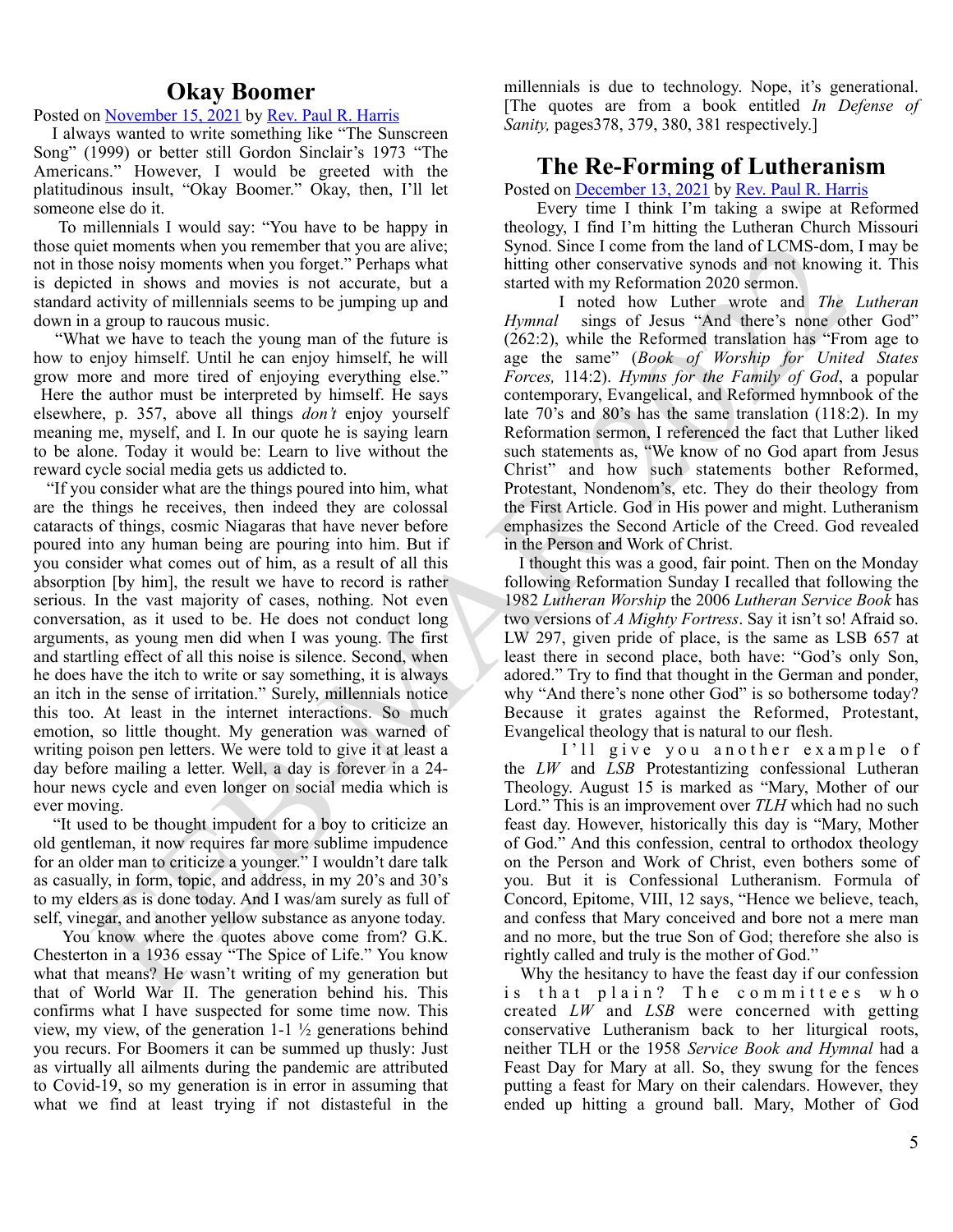# Okay Boomer

Posted on November 15, 2021 by Rev. Paul R. Harris

I always wanted to write something like "The Sunscreen Song" (1999) or better still Gordon Sinclair's 1973 "The Americans." However, I would be greeted with the platitudinous insult, "Okay Boomer." Okay, then, I'll let someone else do it.

To millennials I would say: "You have to be happy in those quiet moments when you remember that you are alive; not in those noisy moments when you forget." Perhaps what is depicted in shows and movies is not accurate, but a standard activity of millennials seems to be jumping up and down in a group to raucous music.

"What we have to teach the young man of the future is how to enjoy himself. Until he can enjoy himself, he will grow more and more tired of enjoying everything else." Here the author must be interpreted by himself. He says elsewhere, p. 357, above all things *don't* enjoy yourself meaning me, myself, and I. In our quote he is saying learn to be alone. Today it would be: Learn to live without the reward cycle social media gets us addicted to.

"If you consider what are the things poured into him, what are the things he receives, then indeed they are colossal cataracts of things, cosmic Niagaras that have never before poured into any human being are pouring into him. But if you consider what comes out of him, as a result of all this absorption [by him], the result we have to record is rather serious. In the vast majority of cases, nothing. Not even conversation, as it used to be. He does not conduct long arguments, as young men did when I was young. The first and startling effect of all this noise is silence. Second, when he does have the itch to write or say something, it is always an itch in the sense of irritation." Surely, millennials notice this too. At least in the internet interactions. So much emotion, so little thought. My generation was warned of writing poison pen letters. We were told to give it at least a day before mailing a letter. Well, a day is forever in a 24-hour news cycle and even longer on social media which is ever moving.

"It used to be thought impudent for a boy to criticize an old gentleman, it now requires far more sublime impudence for an older man to criticize a younger." I wouldn't dare talk as casually, in form, topic, and address, in my 20's and 30's to my elders as is done today. And I was/am surely as full of self, vinegar, and another yellow substance as anyone today.

You know where the quotes above come from? G.K. Chesterton in a 1936 essay "The Spice of Life." You know what that means? He wasn't writing of my generation but that of World War II. The generation behind his. This confirms what I have suspected for some time now. This view, my view, of the generation 1-1 ½ generations behind you recurs. For Boomers it can be summed up thusly: Just as virtually all ailments during the pandemic are attributed to Covid-19, so my generation is in error in assuming that what we find at least trying if not distasteful in the millennials is due to technology. Nope, it's generational. [The quotes are from a book entitled *In Defense of Sanity,* pages378, 379, 380, 381 respectively.]

# The Re-Forming of Lutheranism

Posted on December 13, 2021 by Rev. Paul R. Harris

Every time I think I'm taking a swipe at Reformed theology, I find I'm hitting the Lutheran Church Missouri Synod. Since I come from the land of LCMS-dom, I may be hitting other conservative synods and not knowing it. This started with my Reformation 2020 sermon.

I noted how Luther wrote and *The Lutheran Hymnal* sings of Jesus "And there's none other God" (262:2), while the Reformed translation has "From age to age the same" (*Book of Worship for United States Forces,* 114:2). *Hymns for the Family of God*, a popular contemporary, Evangelical, and Reformed hymnbook of the late 70's and 80's has the same translation (118:2). In my Reformation sermon, I referenced the fact that Luther liked such statements as, "We know of no God apart from Jesus Christ" and how such statements bother Reformed, Protestant, Nondenom's, etc. They do their theology from the First Article. God in His power and might. Lutheranism emphasizes the Second Article of the Creed. God revealed in the Person and Work of Christ.

I thought this was a good, fair point. Then on the Monday following Reformation Sunday I recalled that following the 1982 *Lutheran Worship* the 2006 *Lutheran Service Book* has two versions of *A Mighty Fortress*. Say it isn't so! Afraid so. LW 297, given pride of place, is the same as LSB 657 at least there in second place, both have: "God's only Son, adored." Try to find that thought in the German and ponder, why "And there's none other God" is so bothersome today? Because it grates against the Reformed, Protestant, Evangelical theology that is natural to our flesh.

I'll give you another example of the *LW* and *LSB* Protestantizing confessional Lutheran Theology. August 15 is marked as "Mary, Mother of our Lord." This is an improvement over *TLH* which had no such feast day. However, historically this day is "Mary, Mother of God." And this confession, central to orthodox theology on the Person and Work of Christ, even bothers some of you. But it is Confessional Lutheranism. Formula of Concord, Epitome, VIII, 12 says, "Hence we believe, teach, and confess that Mary conceived and bore not a mere man and no more, but the true Son of God; therefore she also is rightly called and truly is the mother of God."

Why the hesitancy to have the feast day if our confession is that plain? The committees who created *LW* and *LSB* were concerned with getting conservative Lutheranism back to her liturgical roots, neither TLH or the 1958 *Service Book and Hymnal* had a Feast Day for Mary at all. So, they swung for the fences putting a feast for Mary on their calendars. However, they ended up hitting a ground ball. Mary, Mother of God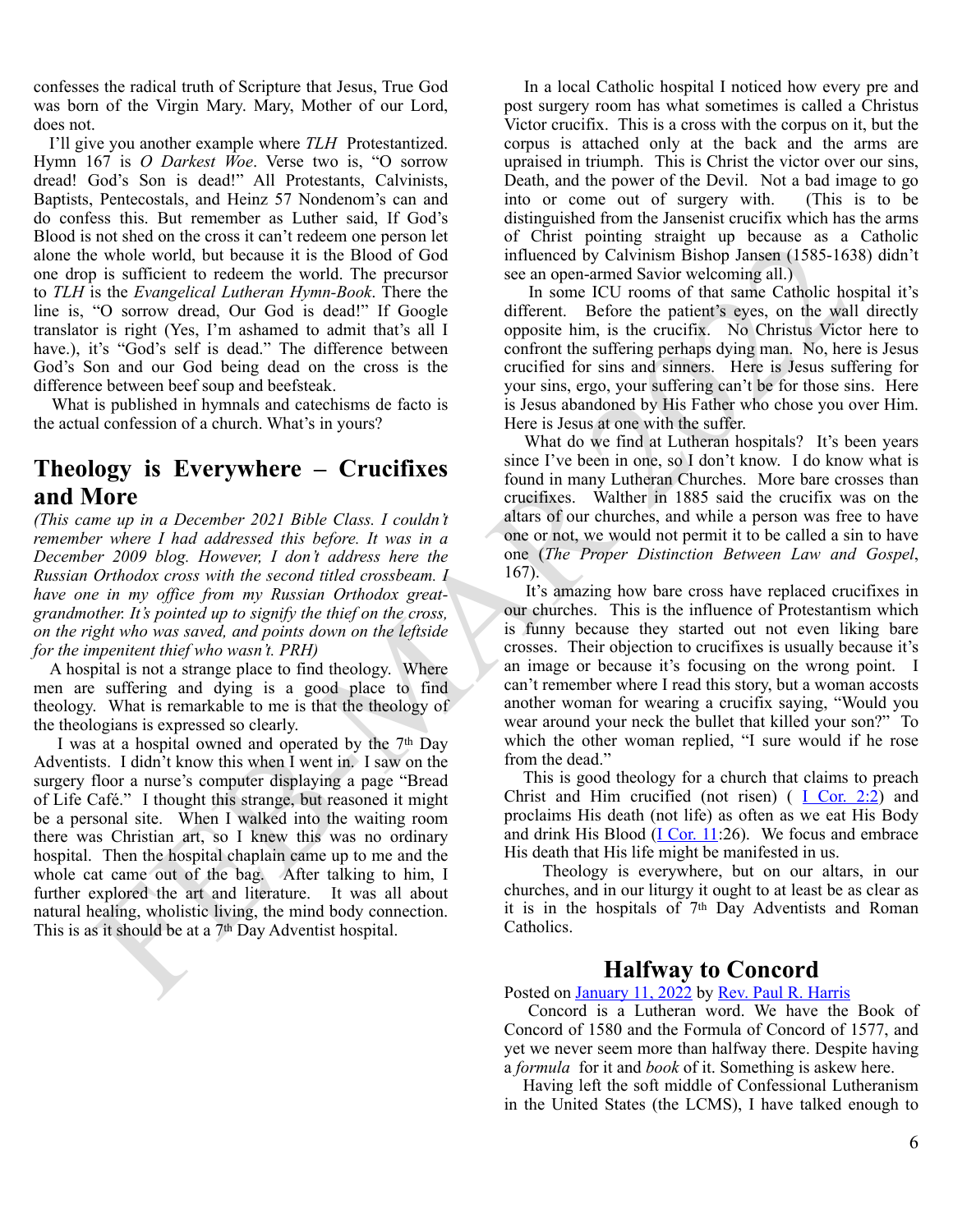confesses the radical truth of Scripture that Jesus, True God was born of the Virgin Mary. Mary, Mother of our Lord, does not.

I'll give you another example where *TLH* Protestantized. Hymn 167 is *O Darkest Woe*. Verse two is, "O sorrow dread! God's Son is dead!" All Protestants, Calvinists, Baptists, Pentecostals, and Heinz 57 Nondenom's can and do confess this. But remember as Luther said, If God's Blood is not shed on the cross it can't redeem one person let alone the whole world, but because it is the Blood of God one drop is sufficient to redeem the world. The precursor to *TLH* is the *Evangelical Lutheran Hymn-Book*. There the line is, "O sorrow dread, Our God is dead!" If Google translator is right (Yes, I'm ashamed to admit that's all I have.), it's "God's self is dead." The difference between God's Son and our God being dead on the cross is the difference between beef soup and beefsteak.

What is published in hymnals and catechisms de facto is the actual confession of a church. What's in yours?

## Theology is Everywhere – Crucifixes and More

*(This came up in a December 2021 Bible Class. I couldn't remember where I had addressed this before. It was in a December 2009 blog. However, I don't address here the Russian Orthodox cross with the second titled crossbeam. I have one in my office from my Russian Orthodox great-grandmother. It's pointed up to signify the thief on the cross, on the right who was saved, and points down on the leftside for the impenitent thief who wasn't. PRH)*

A hospital is not a strange place to find theology. Where men are suffering and dying is a good place to find theology. What is remarkable to me is that the theology of the theologians is expressed so clearly.

I was at a hospital owned and operated by the 7th Day Adventists. I didn't know this when I went in. I saw on the surgery floor a nurse's computer displaying a page "Bread of Life Café." I thought this strange, but reasoned it might be a personal site. When I walked into the waiting room there was Christian art, so I knew this was no ordinary hospital. Then the hospital chaplain came up to me and the whole cat came out of the bag. After talking to him, I further explored the art and literature. It was all about natural healing, wholistic living, the mind body connection. This is as it should be at a 7th Day Adventist hospital.

In a local Catholic hospital I noticed how every pre and post surgery room has what sometimes is called a Christus Victor crucifix. This is a cross with the corpus on it, but the corpus is attached only at the back and the arms are upraised in triumph. This is Christ the victor over our sins, Death, and the power of the Devil. Not a bad image to go into or come out of surgery with. (This is to be distinguished from the Jansenist crucifix which has the arms of Christ pointing straight up because as a Catholic influenced by Calvinism Bishop Jansen (1585-1638) didn't see an open-armed Savior welcoming all.)

In some ICU rooms of that same Catholic hospital it's different. Before the patient's eyes, on the wall directly opposite him, is the crucifix. No Christus Victor here to confront the suffering perhaps dying man. No, here is Jesus crucified for sins and sinners. Here is Jesus suffering for your sins, ergo, your suffering can't be for those sins. Here is Jesus abandoned by His Father who chose you over Him. Here is Jesus at one with the suffer.

What do we find at Lutheran hospitals? It's been years since I've been in one, so I don't know. I do know what is found in many Lutheran Churches. More bare crosses than crucifixes. Walther in 1885 said the crucifix was on the altars of our churches, and while a person was free to have one or not, we would not permit it to be called a sin to have one (*The Proper Distinction Between Law and Gospel*, 167).

It's amazing how bare cross have replaced crucifixes in our churches. This is the influence of Protestantism which is funny because they started out not even liking bare crosses. Their objection to crucifixes is usually because it's an image or because it's focusing on the wrong point. I can't remember where I read this story, but a woman accosts another woman for wearing a crucifix saying, "Would you wear around your neck the bullet that killed your son?" To which the other woman replied, "I sure would if he rose from the dead."

This is good theology for a church that claims to preach Christ and Him crucified (not risen) ( I Cor. 2:2) and proclaims His death (not life) as often as we eat His Body and drink His Blood (I Cor. 11:26). We focus and embrace His death that His life might be manifested in us.

Theology is everywhere, but on our altars, in our churches, and in our liturgy it ought to at least be as clear as it is in the hospitals of 7th Day Adventists and Roman Catholics.

## Halfway to Concord

Posted on January 11, 2022 by Rev. Paul R. Harris

Concord is a Lutheran word. We have the Book of Concord of 1580 and the Formula of Concord of 1577, and yet we never seem more than halfway there. Despite having a *formula* for it and *book* of it. Something is askew here.

Having left the soft middle of Confessional Lutheranism in the United States (the LCMS), I have talked enough to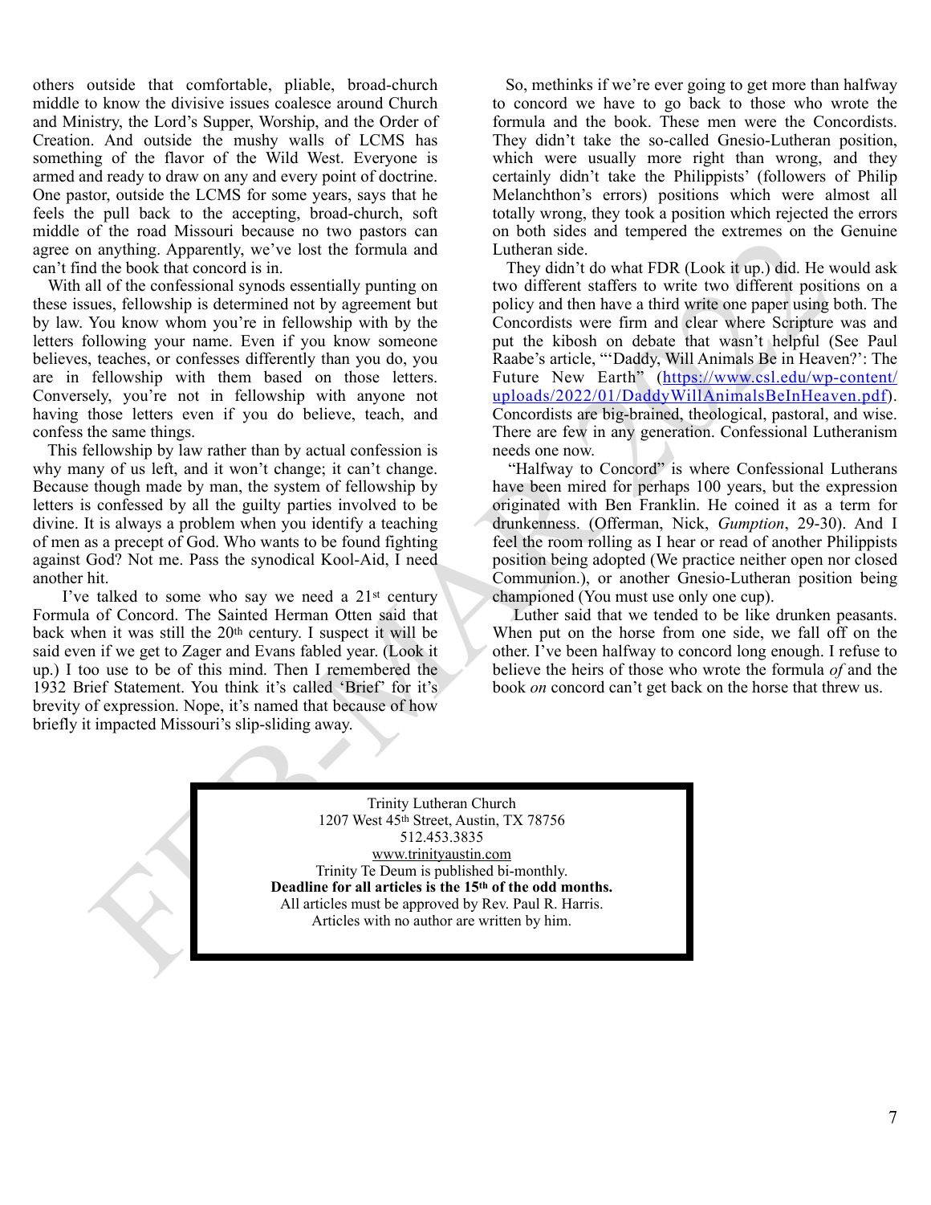others outside that comfortable, pliable, broad-church middle to know the divisive issues coalesce around Church and Ministry, the Lord's Supper, Worship, and the Order of Creation. And outside the mushy walls of LCMS has something of the flavor of the Wild West. Everyone is armed and ready to draw on any and every point of doctrine. One pastor, outside the LCMS for some years, says that he feels the pull back to the accepting, broad-church, soft middle of the road Missouri because no two pastors can agree on anything. Apparently, we've lost the formula and can't find the book that concord is in.

With all of the confessional synods essentially punting on these issues, fellowship is determined not by agreement but by law. You know whom you're in fellowship with by the letters following your name. Even if you know someone believes, teaches, or confesses differently than you do, you are in fellowship with them based on those letters. Conversely, you're not in fellowship with anyone not having those letters even if you do believe, teach, and confess the same things.

This fellowship by law rather than by actual confession is why many of us left, and it won't change; it can't change. Because though made by man, the system of fellowship by letters is confessed by all the guilty parties involved to be divine. It is always a problem when you identify a teaching of men as a precept of God. Who wants to be found fighting against God? Not me. Pass the synodical Kool-Aid, I need another hit.

I've talked to some who say we need a 21st century Formula of Concord. The Sainted Herman Otten said that back when it was still the 20th century. I suspect it will be said even if we get to Zager and Evans fabled year. (Look it up.) I too use to be of this mind. Then I remembered the 1932 Brief Statement. You think it's called 'Brief' for it's brevity of expression. Nope, it's named that because of how briefly it impacted Missouri's slip-sliding away.

So, methinks if we're ever going to get more than halfway to concord we have to go back to those who wrote the formula and the book. These men were the Concordists. They didn't take the so-called Gnesio-Lutheran position, which were usually more right than wrong, and they certainly didn't take the Philippists' (followers of Philip Melanchthon's errors) positions which were almost all totally wrong, they took a position which rejected the errors on both sides and tempered the extremes on the Genuine Lutheran side.

They didn't do what FDR (Look it up.) did. He would ask two different staffers to write two different positions on a policy and then have a third write one paper using both. The Concordists were firm and clear where Scripture was and put the kibosh on debate that wasn't helpful (See Paul Raabe's article, "'Daddy, Will Animals Be in Heaven?': The Future New Earth" (https://www.csl.edu/wp-content/uploads/2022/01/DaddyWillAnimalsBeInHeaven.pdf). Concordists are big-brained, theological, pastoral, and wise. There are few in any generation. Confessional Lutheranism needs one now.

"Halfway to Concord" is where Confessional Lutherans have been mired for perhaps 100 years, but the expression originated with Ben Franklin. He coined it as a term for drunkenness. (Offerman, Nick, *Gumption*, 29-30). And I feel the room rolling as I hear or read of another Philippists position being adopted (We practice neither open nor closed Communion.), or another Gnesio-Lutheran position being championed (You must use only one cup).

Luther said that we tended to be like drunken peasants. When put on the horse from one side, we fall off on the other. I've been halfway to concord long enough. I refuse to believe the heirs of those who wrote the formula *of* and the book *on* concord can't get back on the horse that threw us.

Trinity Lutheran Church
1207 West 45th Street, Austin, TX 78756
512.453.3835
www.trinityaustin.com
Trinity Te Deum is published bi-monthly.
**Deadline for all articles is the 15th of the odd months.**
All articles must be approved by Rev. Paul R. Harris.
Articles with no author are written by him.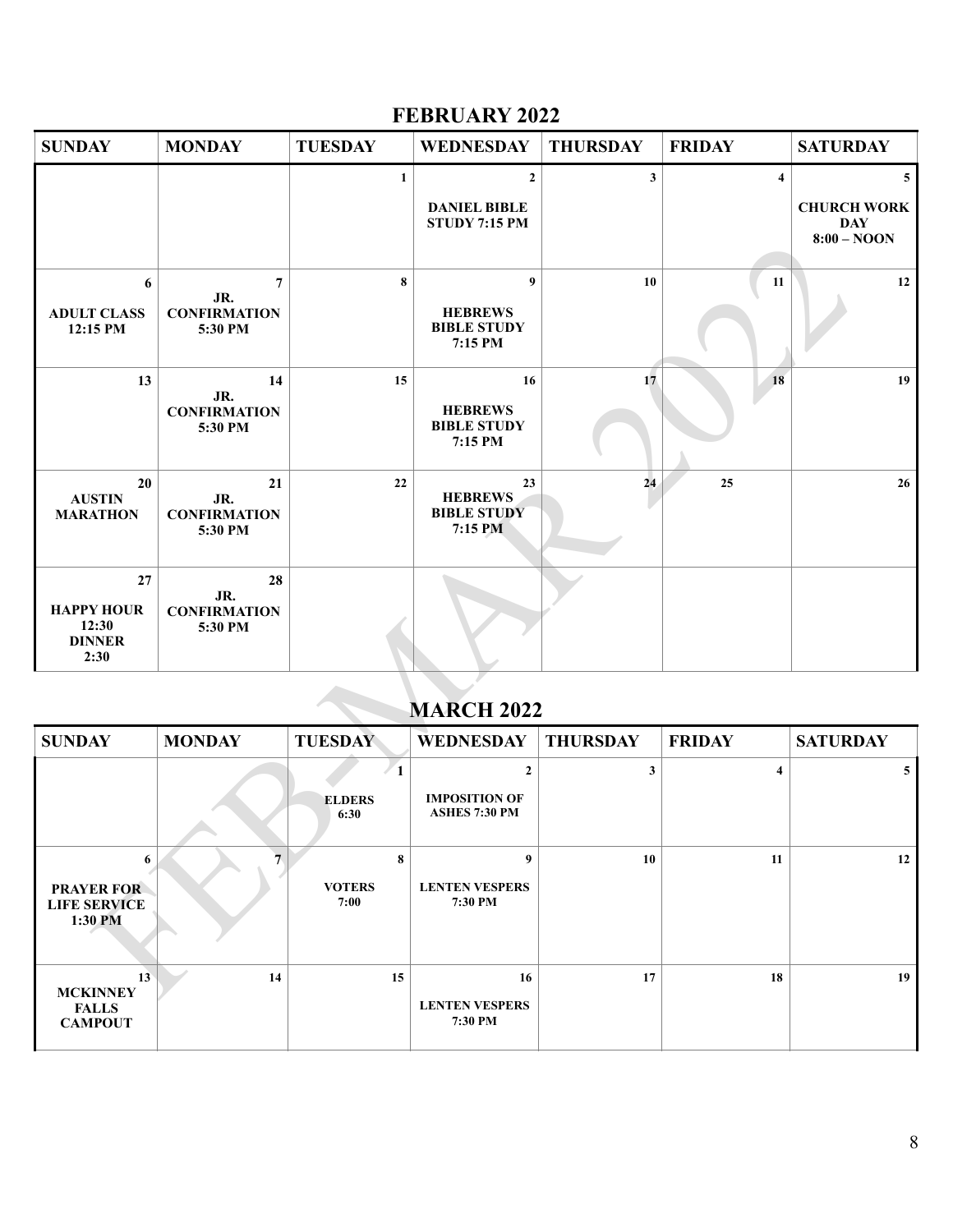## FEBRUARY 2022

| SUNDAY | MONDAY | TUESDAY | WEDNESDAY | THURSDAY | FRIDAY | SATURDAY |
|---|---|---|---|---|---|---|
| | | 1 | 2<br>**DANIEL BIBLE STUDY 7:15 PM** | 3 | 4 | 5<br>**CHURCH WORK DAY 8:00 – NOON** |
| 6<br>**ADULT CLASS 12:15 PM** | 7<br>**JR. CONFIRMATION 5:30 PM** | 8 | 9<br>**HEBREWS BIBLE STUDY 7:15 PM** | 10 | 11 | 12 |
| 13 | 14<br>**JR. CONFIRMATION 5:30 PM** | 15 | 16<br>**HEBREWS BIBLE STUDY 7:15 PM** | 17 | 18 | 19 |
| 20<br>**AUSTIN MARATHON** | 21<br>**JR. CONFIRMATION 5:30 PM** | 22 | 23<br>**HEBREWS BIBLE STUDY 7:15 PM** | 24 | 25 | 26 |
| 27<br>**HAPPY HOUR 12:30 DINNER 2:30** | 28<br>**JR. CONFIRMATION 5:30 PM** | | | | | |

## MARCH 2022

| SUNDAY | MONDAY | TUESDAY | WEDNESDAY | THURSDAY | FRIDAY | SATURDAY |
|---|---|---|---|---|---|---|
| | | 1<br>**ELDERS 6:30** | 2<br>**IMPOSITION OF ASHES 7:30 PM** | 3 | 4 | 5 |
| 6<br>**PRAYER FOR LIFE SERVICE 1:30 PM** | 7 | 8<br>**VOTERS 7:00** | 9<br>**LENTEN VESPERS 7:30 PM** | 10 | 11 | 12 |
| 13<br>**MCKINNEY FALLS CAMPOUT** | 14 | 15 | 16<br>**LENTEN VESPERS 7:30 PM** | 17 | 18 | 19 |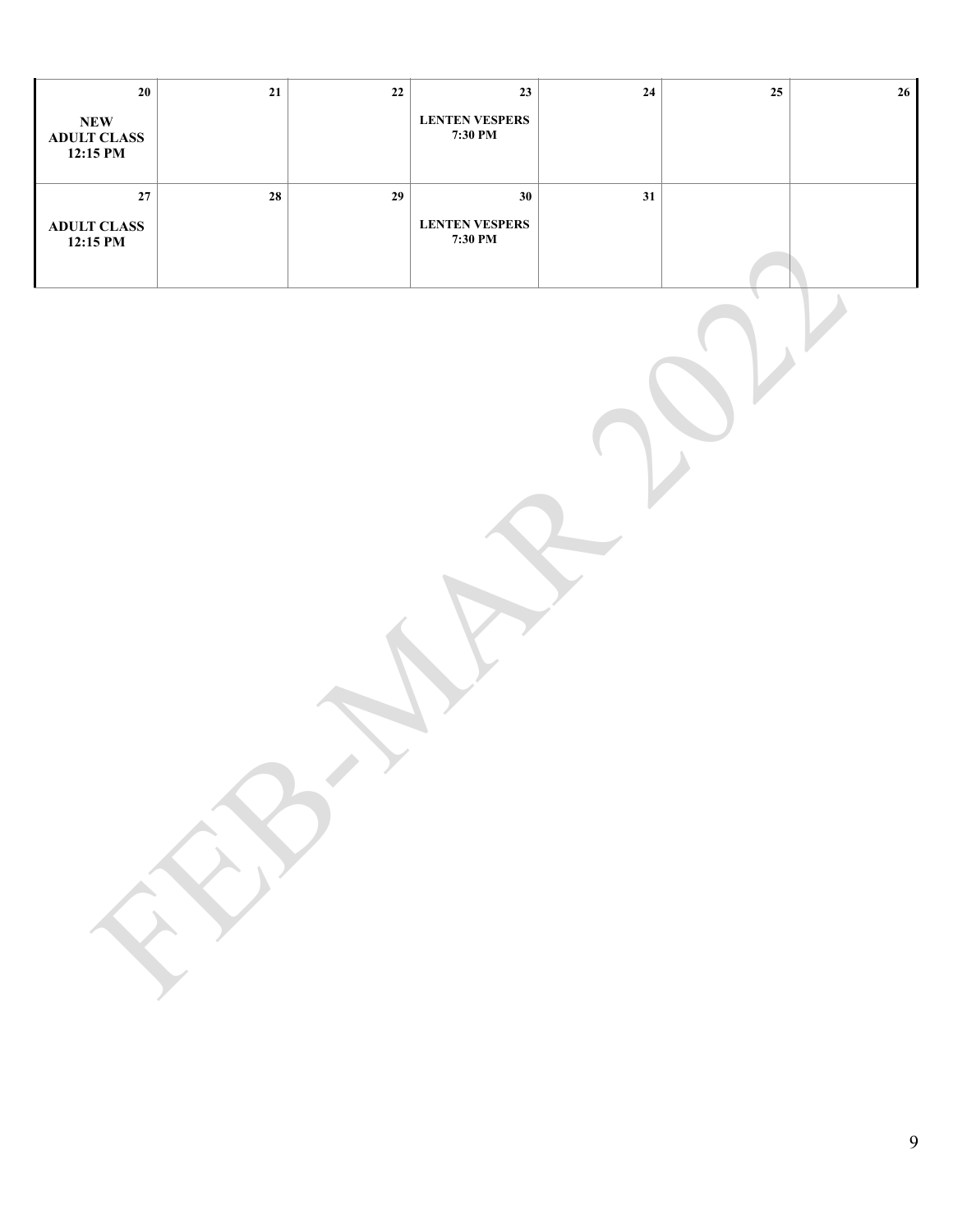| | | | | | | |
|---|---|---|---|---|---|---|
| 20<br>**NEW ADULT CLASS 12:15 PM** | 21 | 22 | 23<br>**LENTEN VESPERS 7:30 PM** | 24 | 25 | 26 |
| 27<br>**ADULT CLASS 12:15 PM** | 28 | 29 | 30<br>**LENTEN VESPERS 7:30 PM** | 31 | | |

FEB-MAR 2022